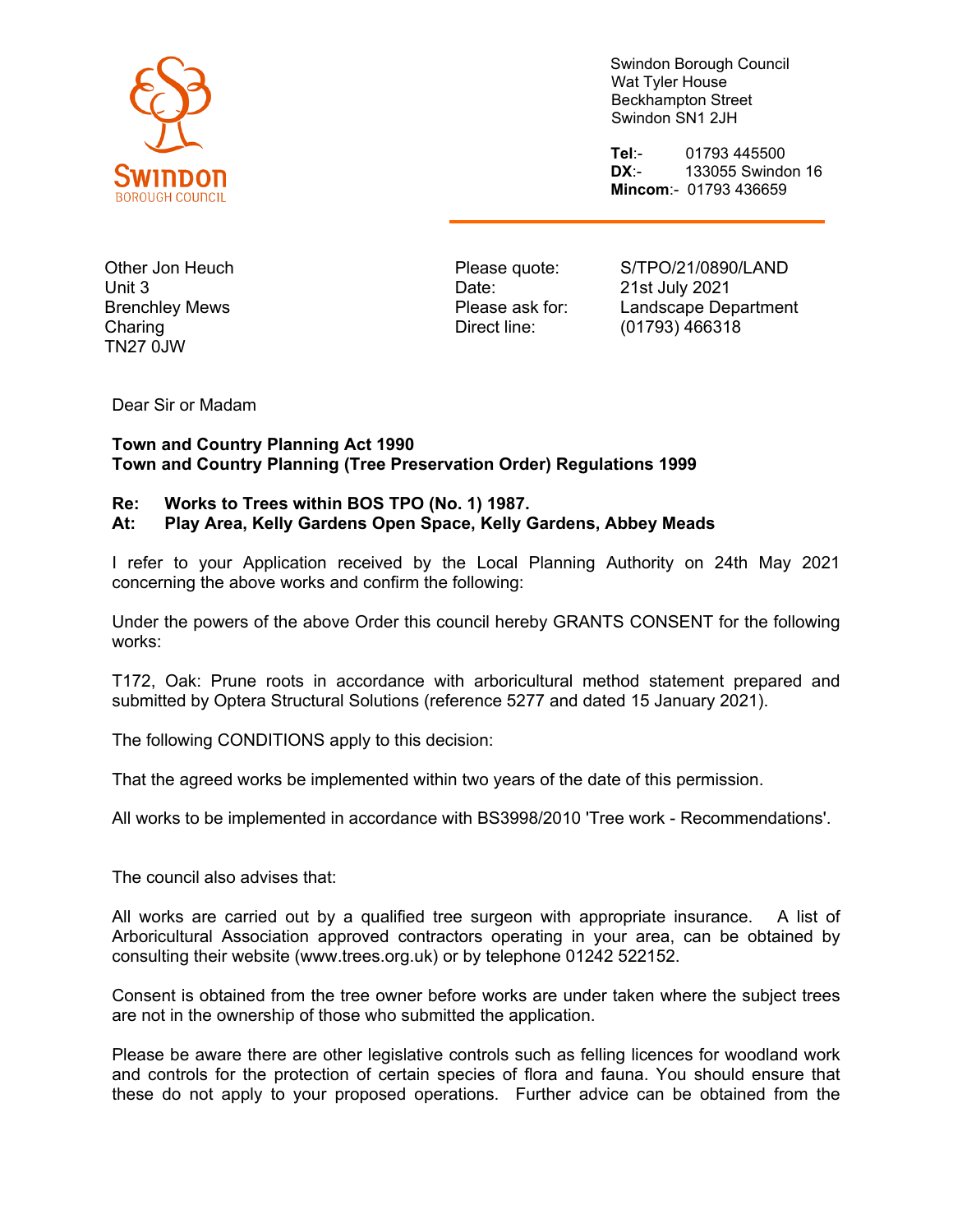Swindon Borough Council
Wat Tyler House
Beckhampton Street
Swindon SN1 2JH

**Tel**:- 01793 445500
**DX**:- 133055 Swindon 16
**Mincom**:- 01793 436659

Other Jon Heuch
Unit 3
Brenchley Mews
Charing
TN27 0JW

| | |
|---|---|
| Please quote: | S/TPO/21/0890/LAND |
| Date: | 21st July 2021 |
| Please ask for: | Landscape Department |
| Direct line: | (01793) 466318 |

Dear Sir or Madam

**Town and Country Planning Act 1990**
**Town and Country Planning (Tree Preservation Order) Regulations 1999**

**Re: Works to Trees within BOS TPO (No. 1) 1987.**
**At: Play Area, Kelly Gardens Open Space, Kelly Gardens, Abbey Meads**

I refer to your Application received by the Local Planning Authority on 24th May 2021 concerning the above works and confirm the following:

Under the powers of the above Order this council hereby GRANTS CONSENT for the following works:

T172, Oak: Prune roots in accordance with arboricultural method statement prepared and submitted by Optera Structural Solutions (reference 5277 and dated 15 January 2021).

The following CONDITIONS apply to this decision:

That the agreed works be implemented within two years of the date of this permission.

All works to be implemented in accordance with BS3998/2010 'Tree work - Recommendations'.

The council also advises that:

All works are carried out by a qualified tree surgeon with appropriate insurance. A list of Arboricultural Association approved contractors operating in your area, can be obtained by consulting their website (www.trees.org.uk) or by telephone 01242 522152.

Consent is obtained from the tree owner before works are under taken where the subject trees are not in the ownership of those who submitted the application.

Please be aware there are other legislative controls such as felling licences for woodland work and controls for the protection of certain species of flora and fauna. You should ensure that these do not apply to your proposed operations. Further advice can be obtained from the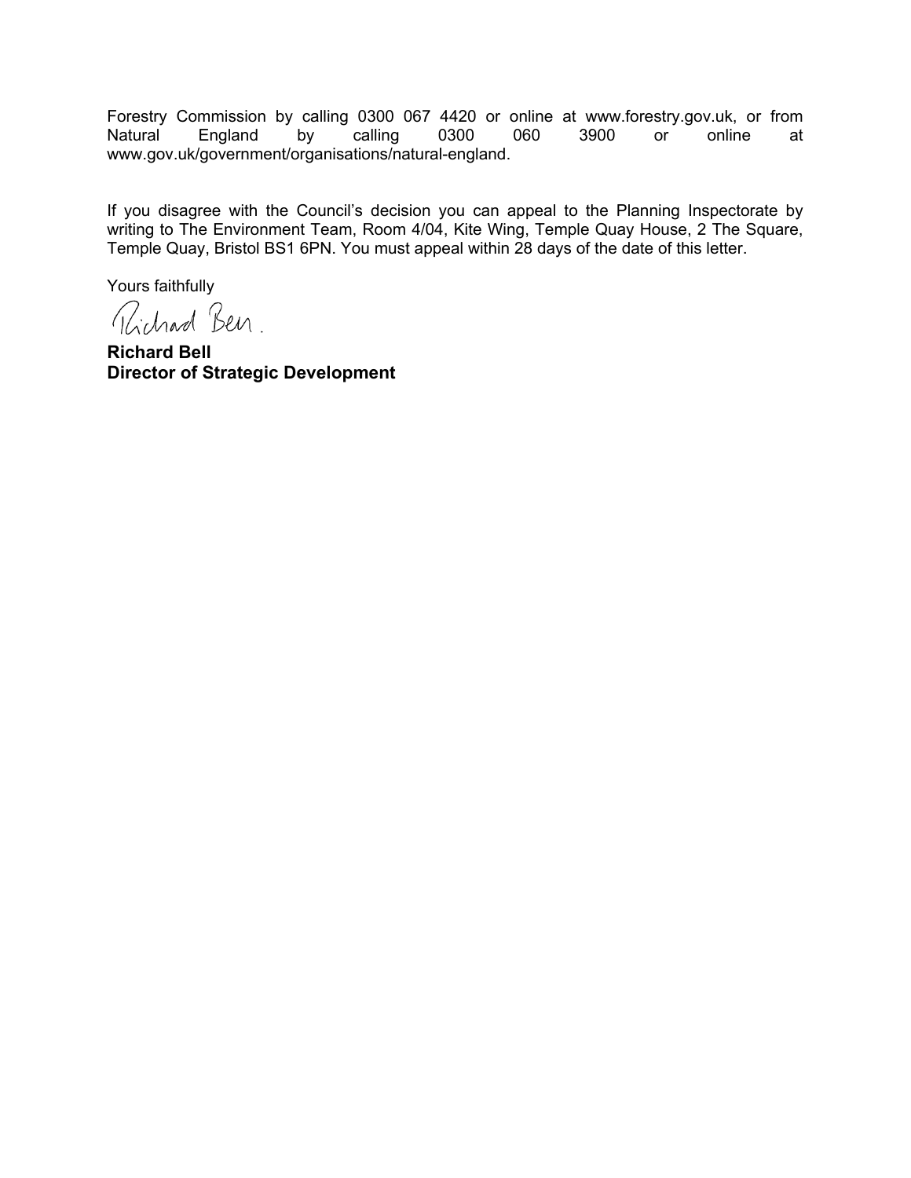Forestry Commission by calling 0300 067 4420 or online at www.forestry.gov.uk, or from Natural England by calling 0300 060 3900 or online at www.gov.uk/government/organisations/natural-england.

If you disagree with the Council's decision you can appeal to the Planning Inspectorate by writing to The Environment Team, Room 4/04, Kite Wing, Temple Quay House, 2 The Square, Temple Quay, Bristol BS1 6PN. You must appeal within 28 days of the date of this letter.

Yours faithfully

Richard Bell.

**Richard Bell**
**Director of Strategic Development**